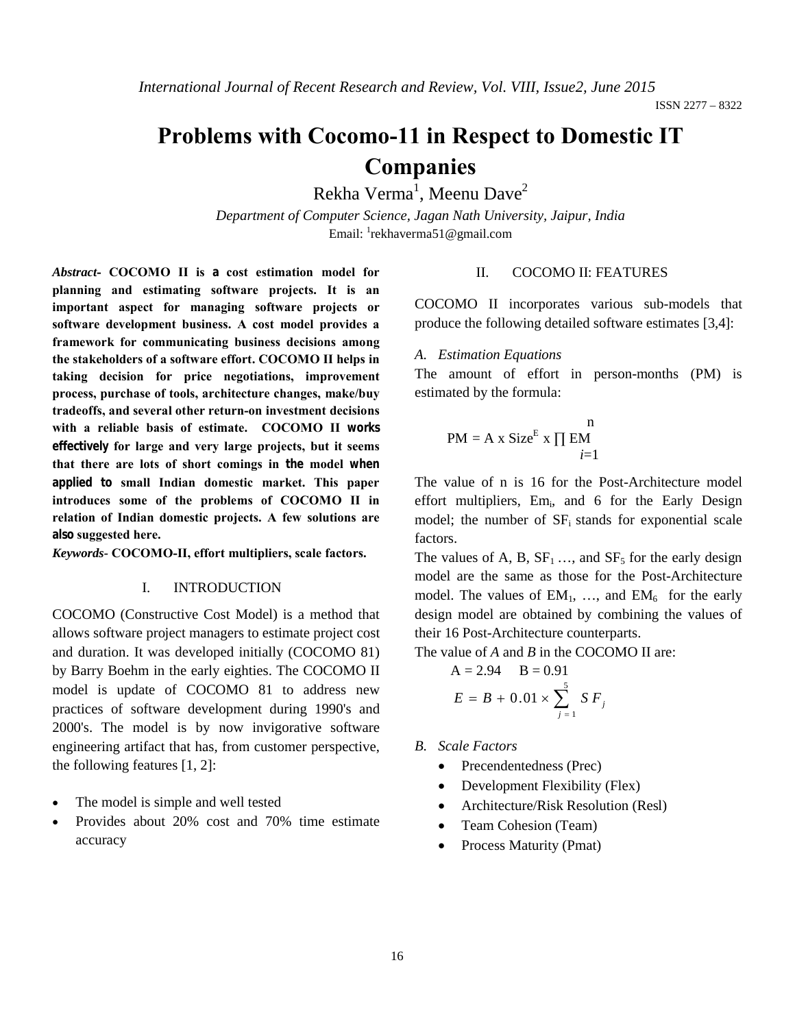# Problems with Cocomo-11 in Respect to Domestic IT Companies

Rekha Verma[1], Meenu Dave[2]

*Department of Computer Science, Jagan Nath University, Jaipur, India*

Email: [1]rekhaverma51@gmail.com

***Abstract*- COCOMO II is a cost estimation model for planning and estimating software projects. It is an important aspect for managing software projects or software development business. A cost model provides a framework for communicating business decisions among the stakeholders of a software effort. COCOMO II helps in taking decision for price negotiations, improvement process, purchase of tools, architecture changes, make/buy tradeoffs, and several other return-on investment decisions with a reliable basis of estimate. COCOMO II works effectively for large and very large projects, but it seems that there are lots of short comings in the model when applied to small Indian domestic market. This paper introduces some of the problems of COCOMO II in relation of Indian domestic projects. A few solutions are also suggested here.**

***Keywords*- COCOMO-II, effort multipliers, scale factors.**

## I. INTRODUCTION

COCOMO (Constructive Cost Model) is a method that allows software project managers to estimate project cost and duration. It was developed initially (COCOMO 81) by Barry Boehm in the early eighties. The COCOMO II model is update of COCOMO 81 to address new practices of software development during 1990's and 2000's. The model is by now invigorative software engineering artifact that has, from customer perspective, the following features [1, 2]:

- The model is simple and well tested
- Provides about 20% cost and 70% time estimate accuracy

## II. COCOMO II: FEATURES

COCOMO II incorporates various sub-models that produce the following detailed software estimates [3,4]:

### *A. Estimation Equations*

The amount of effort in person-months (PM) is estimated by the formula:

$$PM = A \times Size^{E} \times \prod_{i=1}^{n} EM$$

The value of n is 16 for the Post-Architecture model effort multipliers, $Em_i$, and 6 for the Early Design model; the number of $SF_i$ stands for exponential scale factors.

The values of A, B, $SF_1$ …, and $SF_5$ for the early design model are the same as those for the Post-Architecture model. The values of $EM_1$, …, and $EM_6$ for the early design model are obtained by combining the values of their 16 Post-Architecture counterparts.

The value of *A* and *B* in the COCOMO II are:

$$A = 2.94 \quad B = 0.91$$

$$E = B + 0.01 \times \sum_{j=1}^{5} SF_j$$

### *B. Scale Factors*

- Precendentedness (Prec)
- Development Flexibility (Flex)
- Architecture/Risk Resolution (Resl)
- Team Cohesion (Team)
- Process Maturity (Pmat)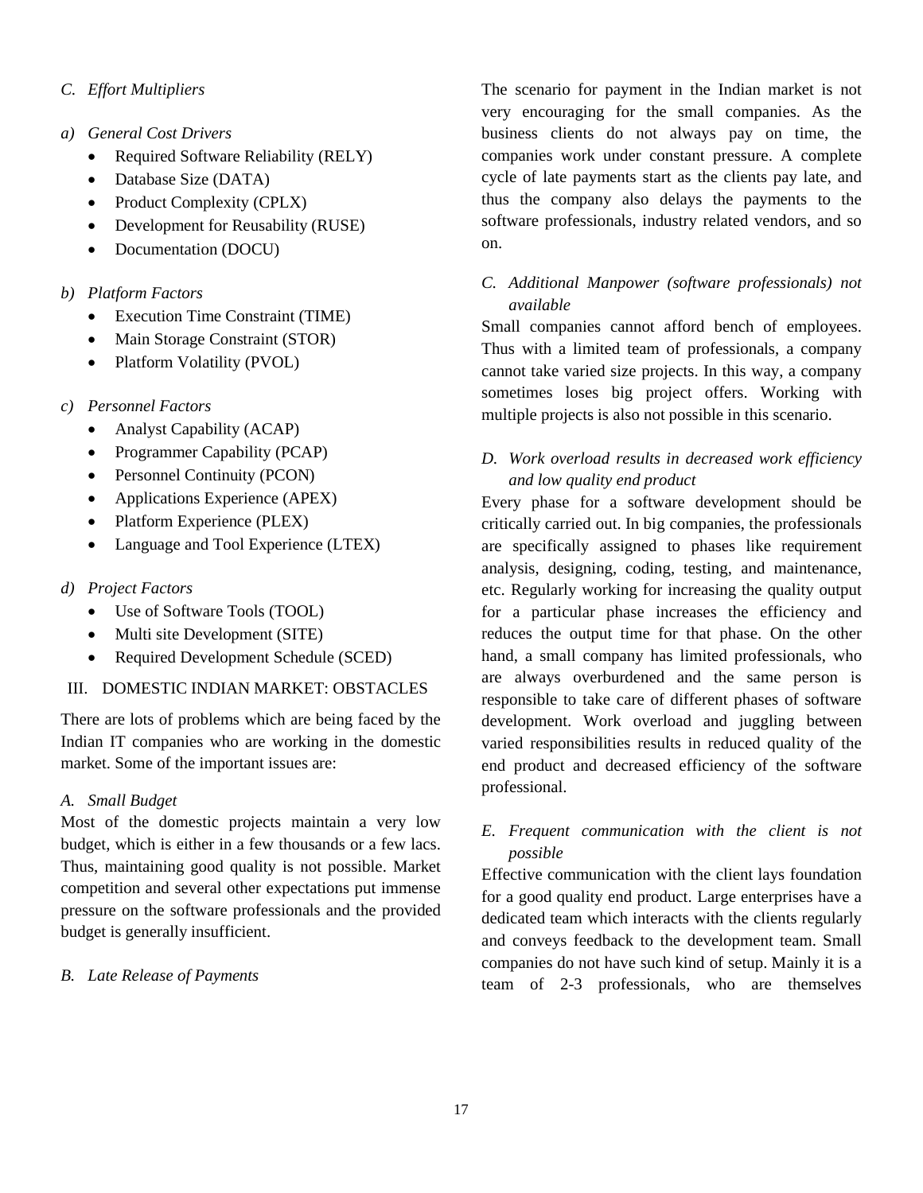### C. *Effort Multipliers*

#### a) *General Cost Drivers*

- Required Software Reliability (RELY)
- Database Size (DATA)
- Product Complexity (CPLX)
- Development for Reusability (RUSE)
- Documentation (DOCU)

#### b) *Platform Factors*

- Execution Time Constraint (TIME)
- Main Storage Constraint (STOR)
- Platform Volatility (PVOL)

#### c) *Personnel Factors*

- Analyst Capability (ACAP)
- Programmer Capability (PCAP)
- Personnel Continuity (PCON)
- Applications Experience (APEX)
- Platform Experience (PLEX)
- Language and Tool Experience (LTEX)

#### d) *Project Factors*

- Use of Software Tools (TOOL)
- Multi site Development (SITE)
- Required Development Schedule (SCED)

## III. DOMESTIC INDIAN MARKET: OBSTACLES

There are lots of problems which are being faced by the Indian IT companies who are working in the domestic market. Some of the important issues are:

### A. *Small Budget*

Most of the domestic projects maintain a very low budget, which is either in a few thousands or a few lacs. Thus, maintaining good quality is not possible. Market competition and several other expectations put immense pressure on the software professionals and the provided budget is generally insufficient.

### B. *Late Release of Payments*

The scenario for payment in the Indian market is not very encouraging for the small companies. As the business clients do not always pay on time, the companies work under constant pressure. A complete cycle of late payments start as the clients pay late, and thus the company also delays the payments to the software professionals, industry related vendors, and so on.

### C. *Additional Manpower (software professionals) not available*

Small companies cannot afford bench of employees. Thus with a limited team of professionals, a company cannot take varied size projects. In this way, a company sometimes loses big project offers. Working with multiple projects is also not possible in this scenario.

### D. *Work overload results in decreased work efficiency and low quality end product*

Every phase for a software development should be critically carried out. In big companies, the professionals are specifically assigned to phases like requirement analysis, designing, coding, testing, and maintenance, etc. Regularly working for increasing the quality output for a particular phase increases the efficiency and reduces the output time for that phase. On the other hand, a small company has limited professionals, who are always overburdened and the same person is responsible to take care of different phases of software development. Work overload and juggling between varied responsibilities results in reduced quality of the end product and decreased efficiency of the software professional.

### E. *Frequent communication with the client is not possible*

Effective communication with the client lays foundation for a good quality end product. Large enterprises have a dedicated team which interacts with the clients regularly and conveys feedback to the development team. Small companies do not have such kind of setup. Mainly it is a team of 2-3 professionals, who are themselves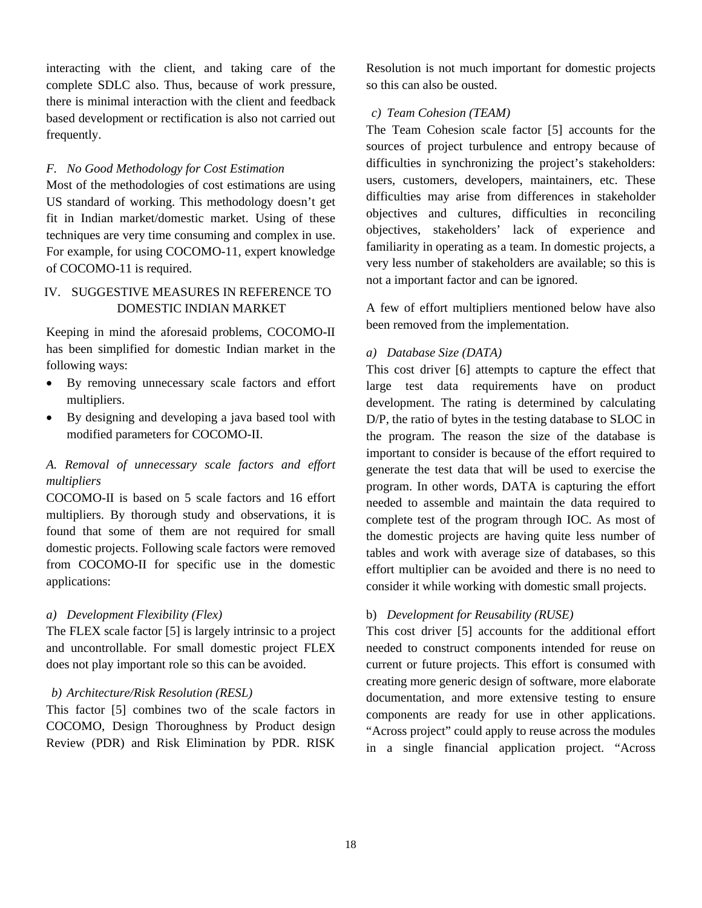interacting with the client, and taking care of the complete SDLC also. Thus, because of work pressure, there is minimal interaction with the client and feedback based development or rectification is also not carried out frequently.

### *F. No Good Methodology for Cost Estimation*

Most of the methodologies of cost estimations are using US standard of working. This methodology doesn't get fit in Indian market/domestic market. Using of these techniques are very time consuming and complex in use. For example, for using COCOMO-11, expert knowledge of COCOMO-11 is required.

## IV. SUGGESTIVE MEASURES IN REFERENCE TO DOMESTIC INDIAN MARKET

Keeping in mind the aforesaid problems, COCOMO-II has been simplified for domestic Indian market in the following ways:

- By removing unnecessary scale factors and effort multipliers.
- By designing and developing a java based tool with modified parameters for COCOMO-II.

### *A. Removal of unnecessary scale factors and effort multipliers*

COCOMO-II is based on 5 scale factors and 16 effort multipliers. By thorough study and observations, it is found that some of them are not required for small domestic projects. Following scale factors were removed from COCOMO-II for specific use in the domestic applications:

#### *a) Development Flexibility (Flex)*

The FLEX scale factor [5] is largely intrinsic to a project and uncontrollable. For small domestic project FLEX does not play important role so this can be avoided.

#### *b) Architecture/Risk Resolution (RESL)*

This factor [5] combines two of the scale factors in COCOMO, Design Thoroughness by Product design Review (PDR) and Risk Elimination by PDR. RISK Resolution is not much important for domestic projects so this can also be ousted.

#### *c) Team Cohesion (TEAM)*

The Team Cohesion scale factor [5] accounts for the sources of project turbulence and entropy because of difficulties in synchronizing the project's stakeholders: users, customers, developers, maintainers, etc. These difficulties may arise from differences in stakeholder objectives and cultures, difficulties in reconciling objectives, stakeholders' lack of experience and familiarity in operating as a team. In domestic projects, a very less number of stakeholders are available; so this is not a important factor and can be ignored.

A few of effort multipliers mentioned below have also been removed from the implementation.

#### *a) Database Size (DATA)*

This cost driver [6] attempts to capture the effect that large test data requirements have on product development. The rating is determined by calculating D/P, the ratio of bytes in the testing database to SLOC in the program. The reason the size of the database is important to consider is because of the effort required to generate the test data that will be used to exercise the program. In other words, DATA is capturing the effort needed to assemble and maintain the data required to complete test of the program through IOC. As most of the domestic projects are having quite less number of tables and work with average size of databases, so this effort multiplier can be avoided and there is no need to consider it while working with domestic small projects.

#### b) *Development for Reusability (RUSE)*

This cost driver [5] accounts for the additional effort needed to construct components intended for reuse on current or future projects. This effort is consumed with creating more generic design of software, more elaborate documentation, and more extensive testing to ensure components are ready for use in other applications. "Across project" could apply to reuse across the modules in a single financial application project. "Across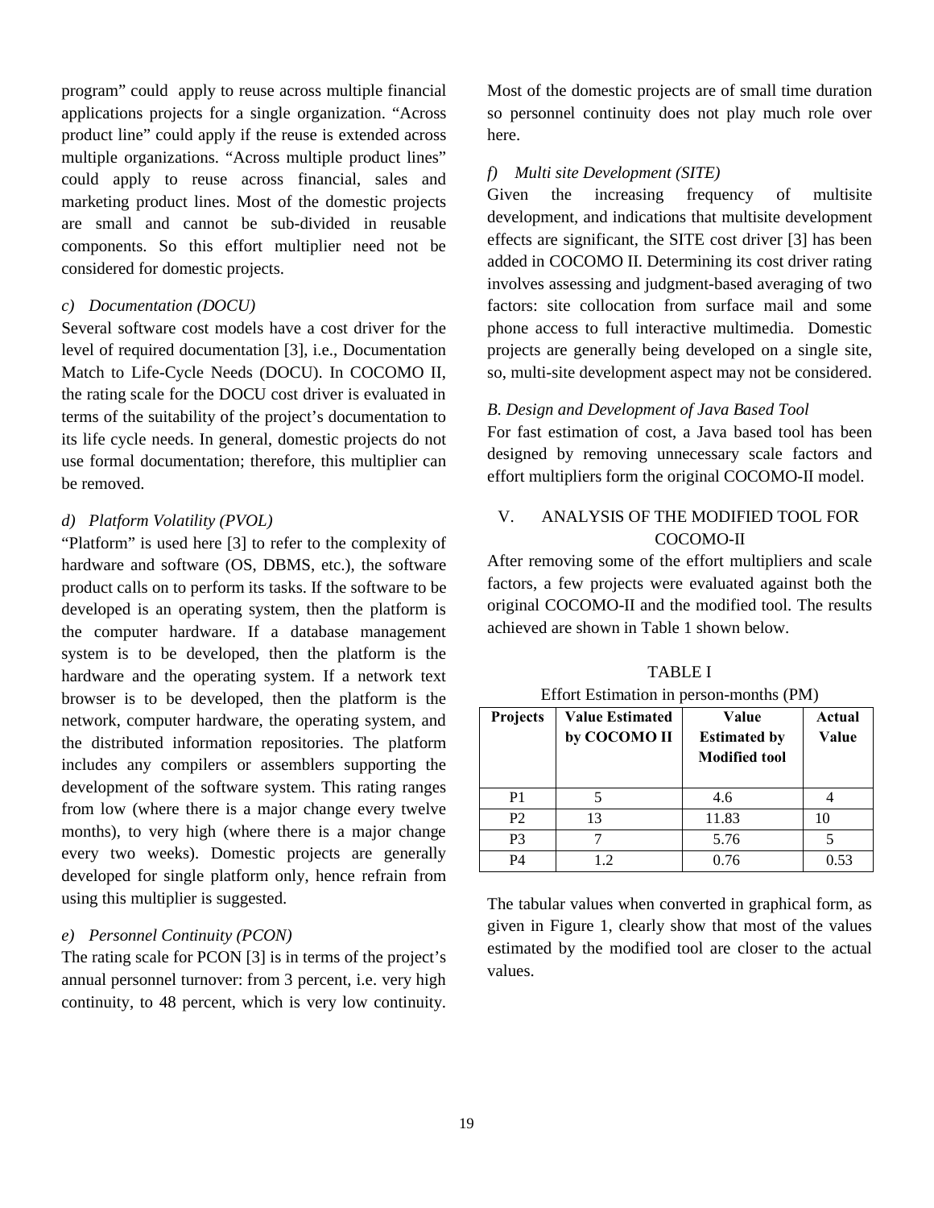program" could apply to reuse across multiple financial applications projects for a single organization. "Across product line" could apply if the reuse is extended across multiple organizations. "Across multiple product lines" could apply to reuse across financial, sales and marketing product lines. Most of the domestic projects are small and cannot be sub-divided in reusable components. So this effort multiplier need not be considered for domestic projects.

*c) Documentation (DOCU)*

Several software cost models have a cost driver for the level of required documentation [3], i.e., Documentation Match to Life-Cycle Needs (DOCU). In COCOMO II, the rating scale for the DOCU cost driver is evaluated in terms of the suitability of the project's documentation to its life cycle needs. In general, domestic projects do not use formal documentation; therefore, this multiplier can be removed.

*d) Platform Volatility (PVOL)*

"Platform" is used here [3] to refer to the complexity of hardware and software (OS, DBMS, etc.), the software product calls on to perform its tasks. If the software to be developed is an operating system, then the platform is the computer hardware. If a database management system is to be developed, then the platform is the hardware and the operating system. If a network text browser is to be developed, then the platform is the network, computer hardware, the operating system, and the distributed information repositories. The platform includes any compilers or assemblers supporting the development of the software system. This rating ranges from low (where there is a major change every twelve months), to very high (where there is a major change every two weeks). Domestic projects are generally developed for single platform only, hence refrain from using this multiplier is suggested.

*e) Personnel Continuity (PCON)*

The rating scale for PCON [3] is in terms of the project's annual personnel turnover: from 3 percent, i.e. very high continuity, to 48 percent, which is very low continuity. Most of the domestic projects are of small time duration so personnel continuity does not play much role over here.

*f) Multi site Development (SITE)*

Given the increasing frequency of multisite development, and indications that multisite development effects are significant, the SITE cost driver [3] has been added in COCOMO II. Determining its cost driver rating involves assessing and judgment-based averaging of two factors: site collocation from surface mail and some phone access to full interactive multimedia. Domestic projects are generally being developed on a single site, so, multi-site development aspect may not be considered.

*B. Design and Development of Java Based Tool*

For fast estimation of cost, a Java based tool has been designed by removing unnecessary scale factors and effort multipliers form the original COCOMO-II model.

## V. ANALYSIS OF THE MODIFIED TOOL FOR COCOMO-II

After removing some of the effort multipliers and scale factors, a few projects were evaluated against both the original COCOMO-II and the modified tool. The results achieved are shown in Table 1 shown below.

TABLE I

Effort Estimation in person-months (PM)

| Projects | Value Estimated by COCOMO II | Value Estimated by Modified tool | Actual Value |
|---|---|---|---|
| P1 | 5 | 4.6 | 4 |
| P2 | 13 | 11.83 | 10 |
| P3 | 7 | 5.76 | 5 |
| P4 | 1.2 | 0.76 | 0.53 |

The tabular values when converted in graphical form, as given in Figure 1, clearly show that most of the values estimated by the modified tool are closer to the actual values.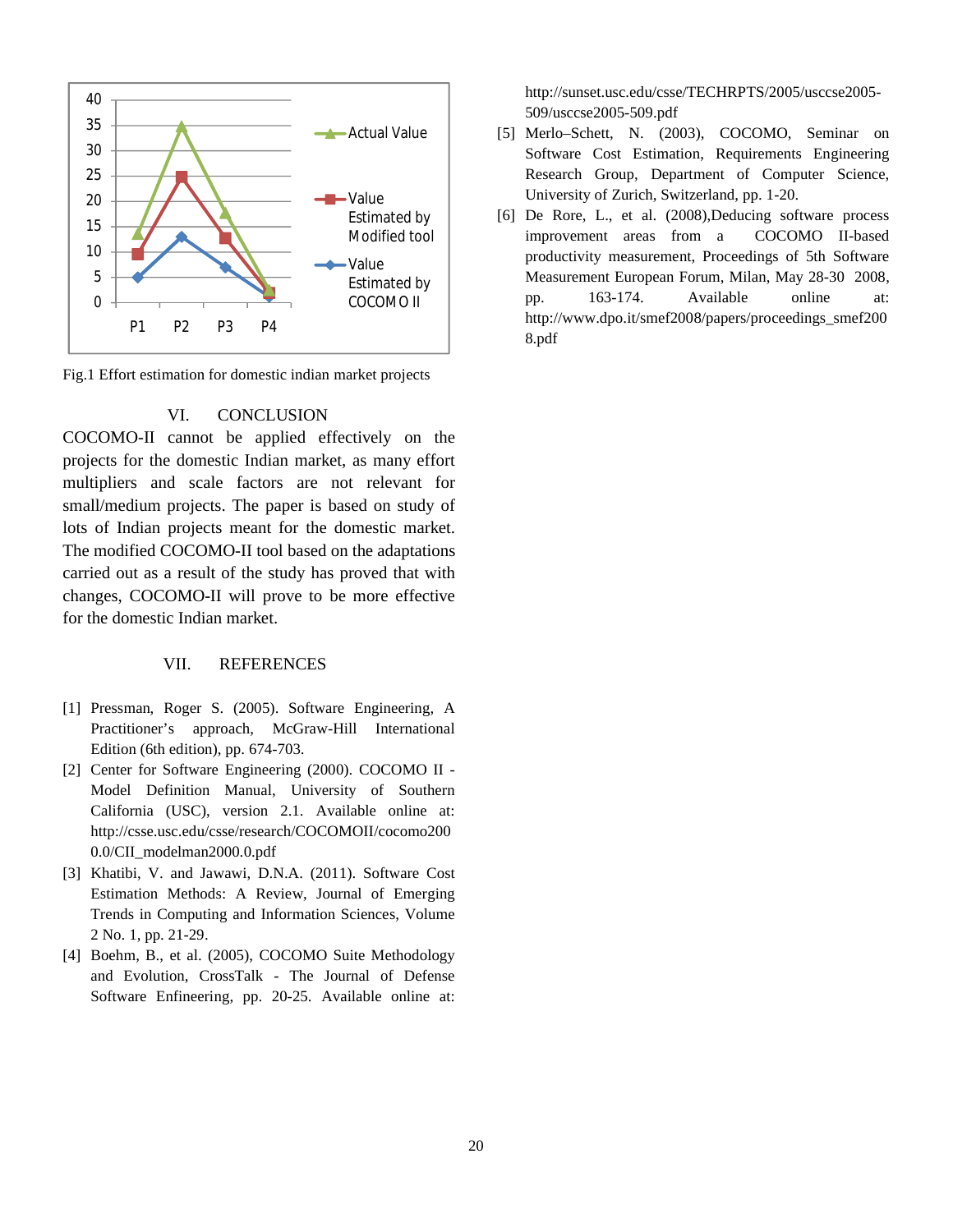40
35
30
25
20
15
10
5
0

P1 P2 P3 P4

Actual Value

Value Estimated by Modified tool

Value Estimated by COCOMO II

Fig.1 Effort estimation for domestic indian market projects

## VI. CONCLUSION

COCOMO-II cannot be applied effectively on the projects for the domestic Indian market, as many effort multipliers and scale factors are not relevant for small/medium projects. The paper is based on study of lots of Indian projects meant for the domestic market. The modified COCOMO-II tool based on the adaptations carried out as a result of the study has proved that with changes, COCOMO-II will prove to be more effective for the domestic Indian market.

## VII. REFERENCES

[1] Pressman, Roger S. (2005). Software Engineering, A Practitioner's approach, McGraw-Hill International Edition (6th edition), pp. 674-703.

[2] Center for Software Engineering (2000). COCOMO II - Model Definition Manual, University of Southern California (USC), version 2.1. Available online at: http://csse.usc.edu/csse/research/COCOMOII/cocomo2000.0/CII_modelman2000.0.pdf

[3] Khatibi, V. and Jawawi, D.N.A. (2011). Software Cost Estimation Methods: A Review, Journal of Emerging Trends in Computing and Information Sciences, Volume 2 No. 1, pp. 21-29.

[4] Boehm, B., et al. (2005), COCOMO Suite Methodology and Evolution, CrossTalk - The Journal of Defense Software Enfineering, pp. 20-25. Available online at: http://sunset.usc.edu/csse/TECHRPTS/2005/usccse2005-509/usccse2005-509.pdf

[5] Merlo–Schett, N. (2003), COCOMO, Seminar on Software Cost Estimation, Requirements Engineering Research Group, Department of Computer Science, University of Zurich, Switzerland, pp. 1-20.

[6] De Rore, L., et al. (2008),Deducing software process improvement areas from a COCOMO II-based productivity measurement, Proceedings of 5th Software Measurement European Forum, Milan, May 28-30 2008, pp. 163-174. Available online at: http://www.dpo.it/smef2008/papers/proceedings_smef2008.pdf